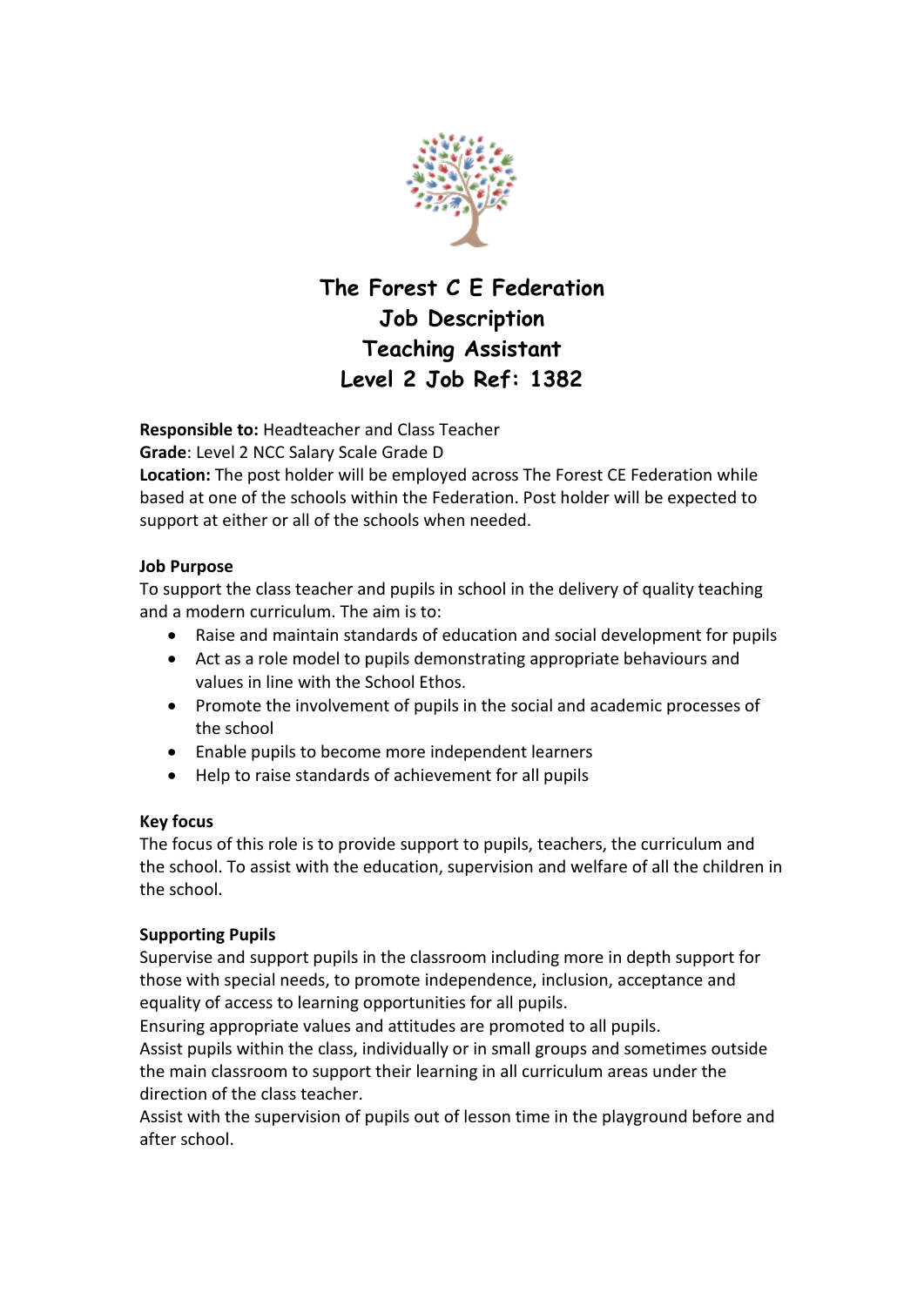# The Forest C E Federation
# Job Description
# Teaching Assistant
# Level 2 Job Ref: 1382

**Responsible to:** Headteacher and Class Teacher
**Grade**: Level 2 NCC Salary Scale Grade D
**Location:** The post holder will be employed across The Forest CE Federation while based at one of the schools within the Federation. Post holder will be expected to support at either or all of the schools when needed.

**Job Purpose**
To support the class teacher and pupils in school in the delivery of quality teaching and a modern curriculum. The aim is to:

- Raise and maintain standards of education and social development for pupils
- Act as a role model to pupils demonstrating appropriate behaviours and values in line with the School Ethos.
- Promote the involvement of pupils in the social and academic processes of the school
- Enable pupils to become more independent learners
- Help to raise standards of achievement for all pupils

**Key focus**
The focus of this role is to provide support to pupils, teachers, the curriculum and the school. To assist with the education, supervision and welfare of all the children in the school.

**Supporting Pupils**
Supervise and support pupils in the classroom including more in depth support for those with special needs, to promote independence, inclusion, acceptance and equality of access to learning opportunities for all pupils.
Ensuring appropriate values and attitudes are promoted to all pupils.
Assist pupils within the class, individually or in small groups and sometimes outside the main classroom to support their learning in all curriculum areas under the direction of the class teacher.
Assist with the supervision of pupils out of lesson time in the playground before and after school.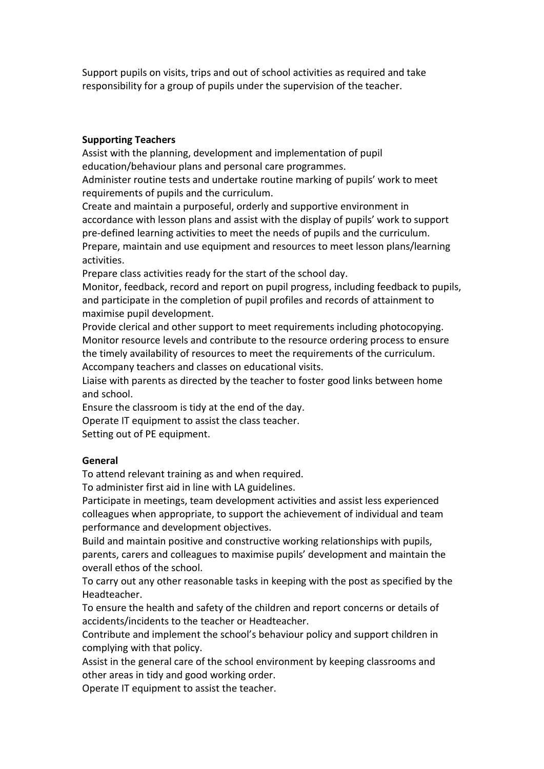Support pupils on visits, trips and out of school activities as required and take responsibility for a group of pupils under the supervision of the teacher.

**Supporting Teachers**

Assist with the planning, development and implementation of pupil education/behaviour plans and personal care programmes.

Administer routine tests and undertake routine marking of pupils' work to meet requirements of pupils and the curriculum.

Create and maintain a purposeful, orderly and supportive environment in accordance with lesson plans and assist with the display of pupils' work to support pre-defined learning activities to meet the needs of pupils and the curriculum.

Prepare, maintain and use equipment and resources to meet lesson plans/learning activities.

Prepare class activities ready for the start of the school day.

Monitor, feedback, record and report on pupil progress, including feedback to pupils, and participate in the completion of pupil profiles and records of attainment to maximise pupil development.

Provide clerical and other support to meet requirements including photocopying.

Monitor resource levels and contribute to the resource ordering process to ensure the timely availability of resources to meet the requirements of the curriculum.

Accompany teachers and classes on educational visits.

Liaise with parents as directed by the teacher to foster good links between home and school.

Ensure the classroom is tidy at the end of the day.

Operate IT equipment to assist the class teacher.

Setting out of PE equipment.

**General**

To attend relevant training as and when required.

To administer first aid in line with LA guidelines.

Participate in meetings, team development activities and assist less experienced colleagues when appropriate, to support the achievement of individual and team performance and development objectives.

Build and maintain positive and constructive working relationships with pupils, parents, carers and colleagues to maximise pupils' development and maintain the overall ethos of the school.

To carry out any other reasonable tasks in keeping with the post as specified by the Headteacher.

To ensure the health and safety of the children and report concerns or details of accidents/incidents to the teacher or Headteacher.

Contribute and implement the school's behaviour policy and support children in complying with that policy.

Assist in the general care of the school environment by keeping classrooms and other areas in tidy and good working order.

Operate IT equipment to assist the teacher.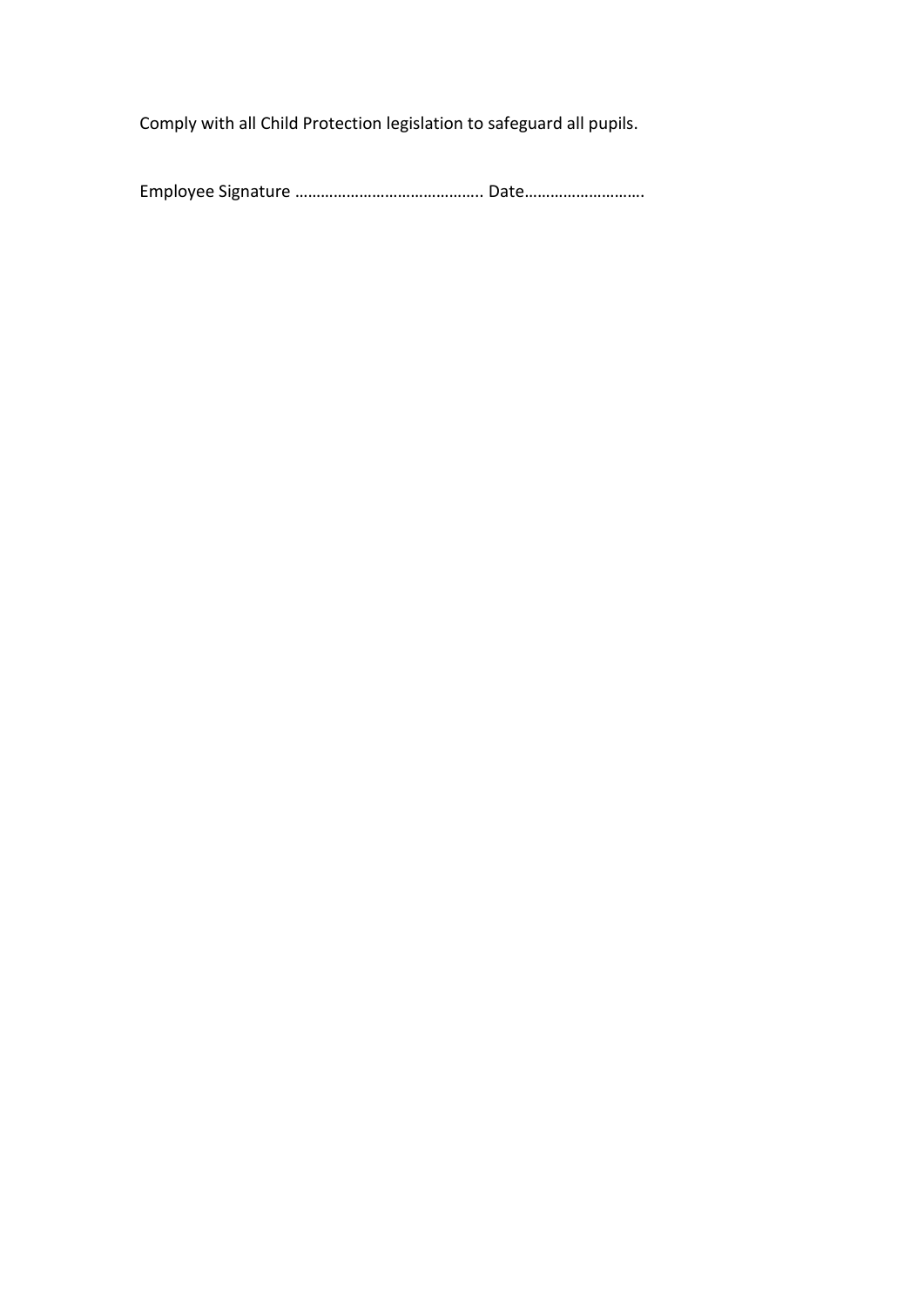Comply with all Child Protection legislation to safeguard all pupils.

Employee Signature …………………………………….. Date……………………….